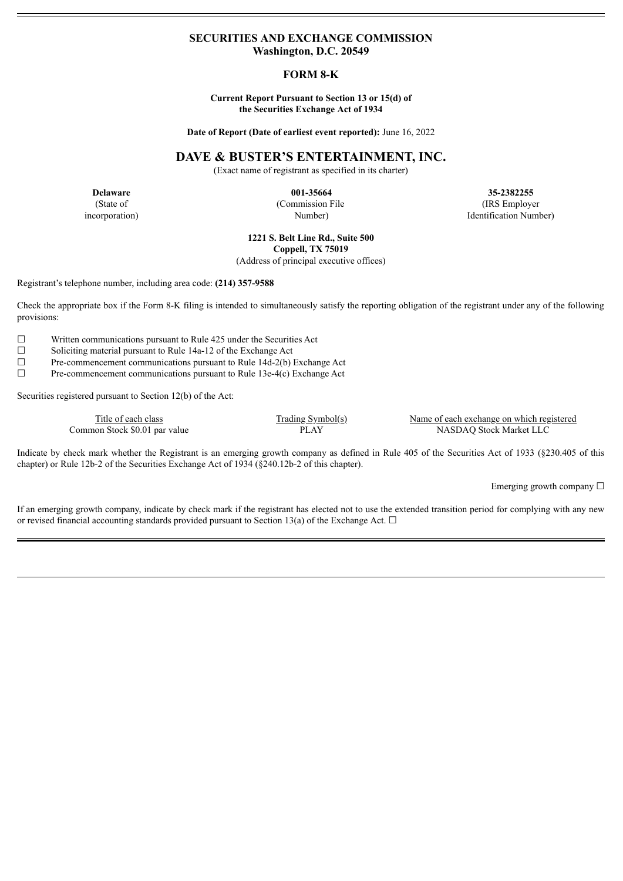# SECURITIES AND EXCHANGE COMMISSION
**Washington, D.C. 20549**

## FORM 8-K

**Current Report Pursuant to Section 13 or 15(d) of the Securities Exchange Act of 1934**

**Date of Report (Date of earliest event reported):** June 16, 2022

# DAVE & BUSTER'S ENTERTAINMENT, INC.

(Exact name of registrant as specified in its charter)

| | | |
|---|---|---|
| **Delaware** | **001-35664** | **35-2382255** |
| (State of incorporation) | (Commission File Number) | (IRS Employer Identification Number) |

**1221 S. Belt Line Rd., Suite 500**
**Coppell, TX 75019**
(Address of principal executive offices)

Registrant's telephone number, including area code: **(214) 357-9588**

Check the appropriate box if the Form 8-K filing is intended to simultaneously satisfy the reporting obligation of the registrant under any of the following provisions:

☐ Written communications pursuant to Rule 425 under the Securities Act
☐ Soliciting material pursuant to Rule 14a-12 of the Exchange Act
☐ Pre-commencement communications pursuant to Rule 14d-2(b) Exchange Act
☐ Pre-commencement communications pursuant to Rule 13e-4(c) Exchange Act

Securities registered pursuant to Section 12(b) of the Act:

| Title of each class | Trading Symbol(s) | Name of each exchange on which registered |
|---|---|---|
| Common Stock $0.01 par value | PLAY | NASDAQ Stock Market LLC |

Indicate by check mark whether the Registrant is an emerging growth company as defined in Rule 405 of the Securities Act of 1933 (§230.405 of this chapter) or Rule 12b-2 of the Securities Exchange Act of 1934 (§240.12b-2 of this chapter).

Emerging growth company ☐

If an emerging growth company, indicate by check mark if the registrant has elected not to use the extended transition period for complying with any new or revised financial accounting standards provided pursuant to Section 13(a) of the Exchange Act. ☐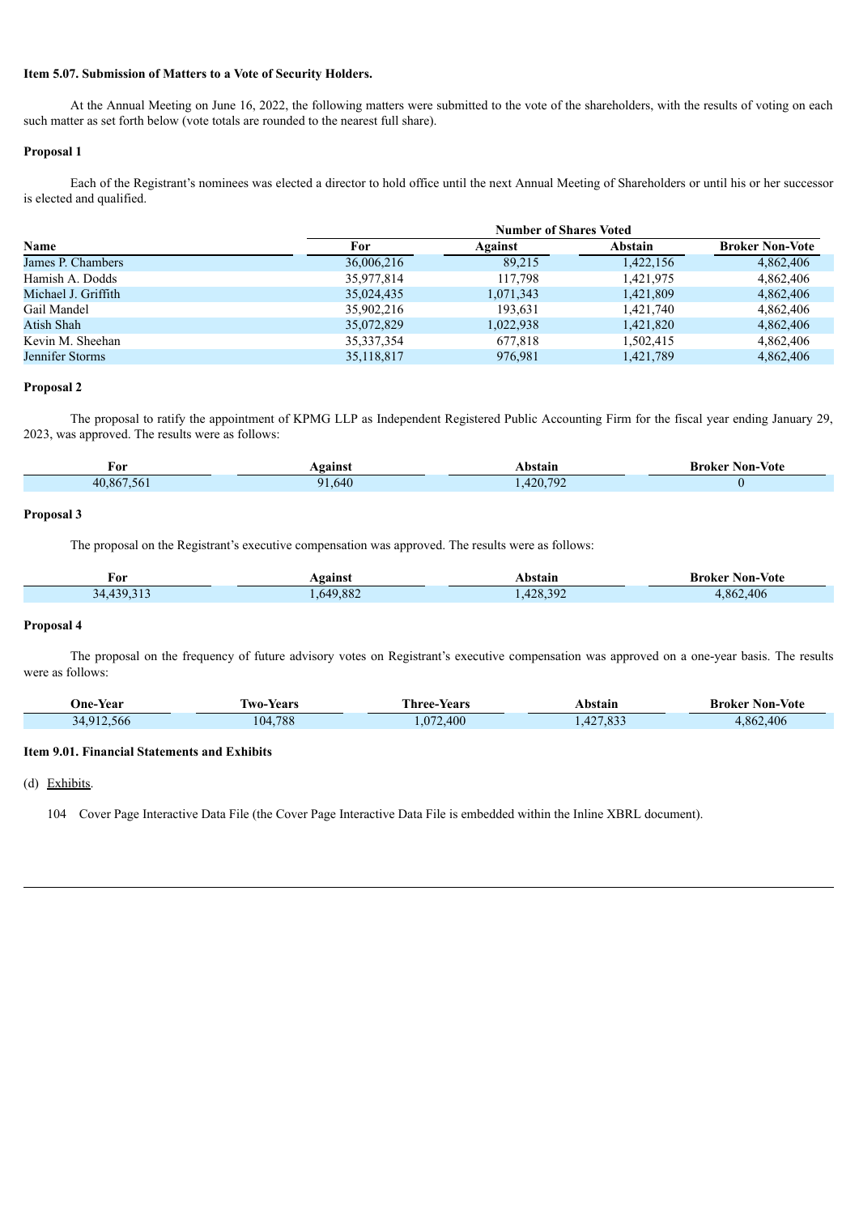**Item 5.07. Submission of Matters to a Vote of Security Holders.**

At the Annual Meeting on June 16, 2022, the following matters were submitted to the vote of the shareholders, with the results of voting on each such matter as set forth below (vote totals are rounded to the nearest full share).

**Proposal 1**

Each of the Registrant's nominees was elected a director to hold office until the next Annual Meeting of Shareholders or until his or her successor is elected and qualified.

| | Number of Shares Voted | | | |
|---|---|---|---|---|
| **Name** | **For** | **Against** | **Abstain** | **Broker Non-Vote** |
| James P. Chambers | 36,006,216 | 89,215 | 1,422,156 | 4,862,406 |
| Hamish A. Dodds | 35,977,814 | 117,798 | 1,421,975 | 4,862,406 |
| Michael J. Griffith | 35,024,435 | 1,071,343 | 1,421,809 | 4,862,406 |
| Gail Mandel | 35,902,216 | 193,631 | 1,421,740 | 4,862,406 |
| Atish Shah | 35,072,829 | 1,022,938 | 1,421,820 | 4,862,406 |
| Kevin M. Sheehan | 35,337,354 | 677,818 | 1,502,415 | 4,862,406 |
| Jennifer Storms | 35,118,817 | 976,981 | 1,421,789 | 4,862,406 |

**Proposal 2**

The proposal to ratify the appointment of KPMG LLP as Independent Registered Public Accounting Firm for the fiscal year ending January 29, 2023, was approved. The results were as follows:

| For | Against | Abstain | Broker Non-Vote |
|---|---|---|---|
| 40,867,561 | 91,640 | 1,420,792 | 0 |

**Proposal 3**

The proposal on the Registrant's executive compensation was approved. The results were as follows:

| For | Against | Abstain | Broker Non-Vote |
|---|---|---|---|
| 34,439,313 | 1,649,882 | 1,428,392 | 4,862,406 |

**Proposal 4**

The proposal on the frequency of future advisory votes on Registrant's executive compensation was approved on a one-year basis. The results were as follows:

| One-Year | Two-Years | Three-Years | Abstain | Broker Non-Vote |
|---|---|---|---|---|
| 34,912,566 | 104,788 | 1,072,400 | 1,427,833 | 4,862,406 |

**Item 9.01. Financial Statements and Exhibits**

(d) Exhibits.

104 Cover Page Interactive Data File (the Cover Page Interactive Data File is embedded within the Inline XBRL document).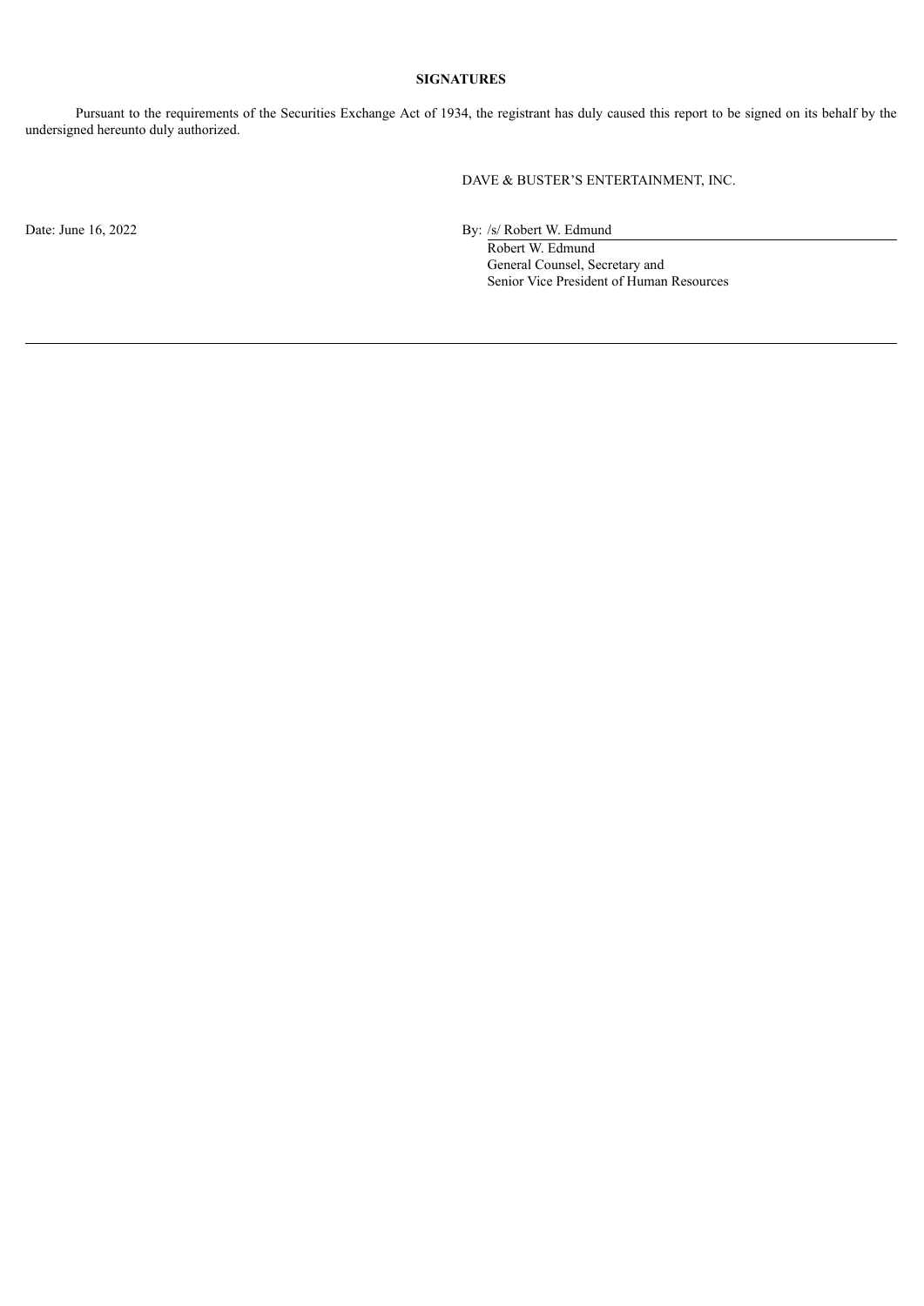**SIGNATURES**

Pursuant to the requirements of the Securities Exchange Act of 1934, the registrant has duly caused this report to be signed on its behalf by the undersigned hereunto duly authorized.

DAVE & BUSTER'S ENTERTAINMENT, INC.

Date: June 16, 2022

By: /s/ Robert W. Edmund
Robert W. Edmund
General Counsel, Secretary and
Senior Vice President of Human Resources